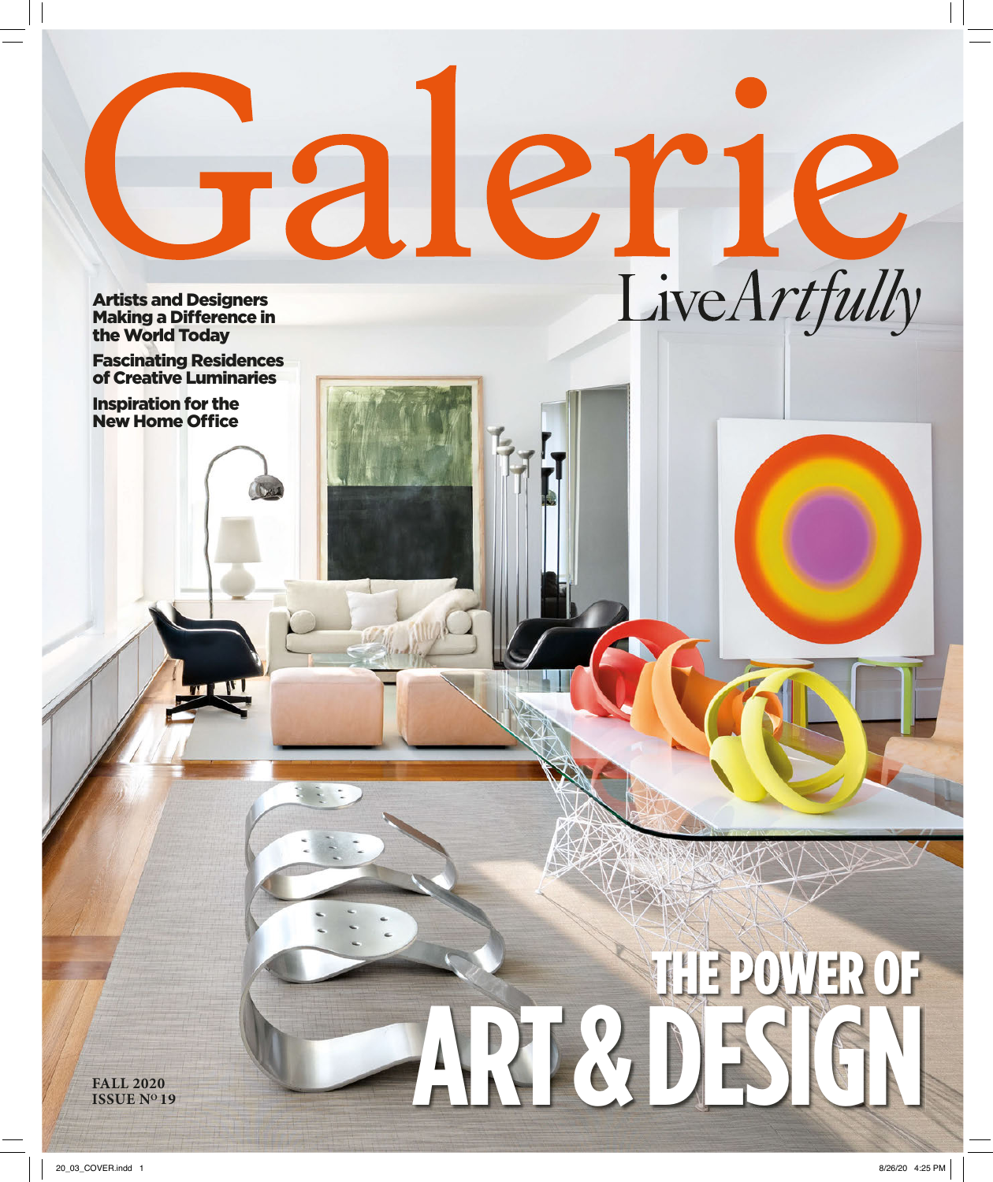# Galerie

LiveArtfully

**Artists and Designers Making a Difference in the World Today**

**Fascinating Residences of Creative Luminaries**

**Inspiration for the New Home Office**

## THE POWER OF ART & DESIGN

**FALL 2020**
**ISSUE Nº 19**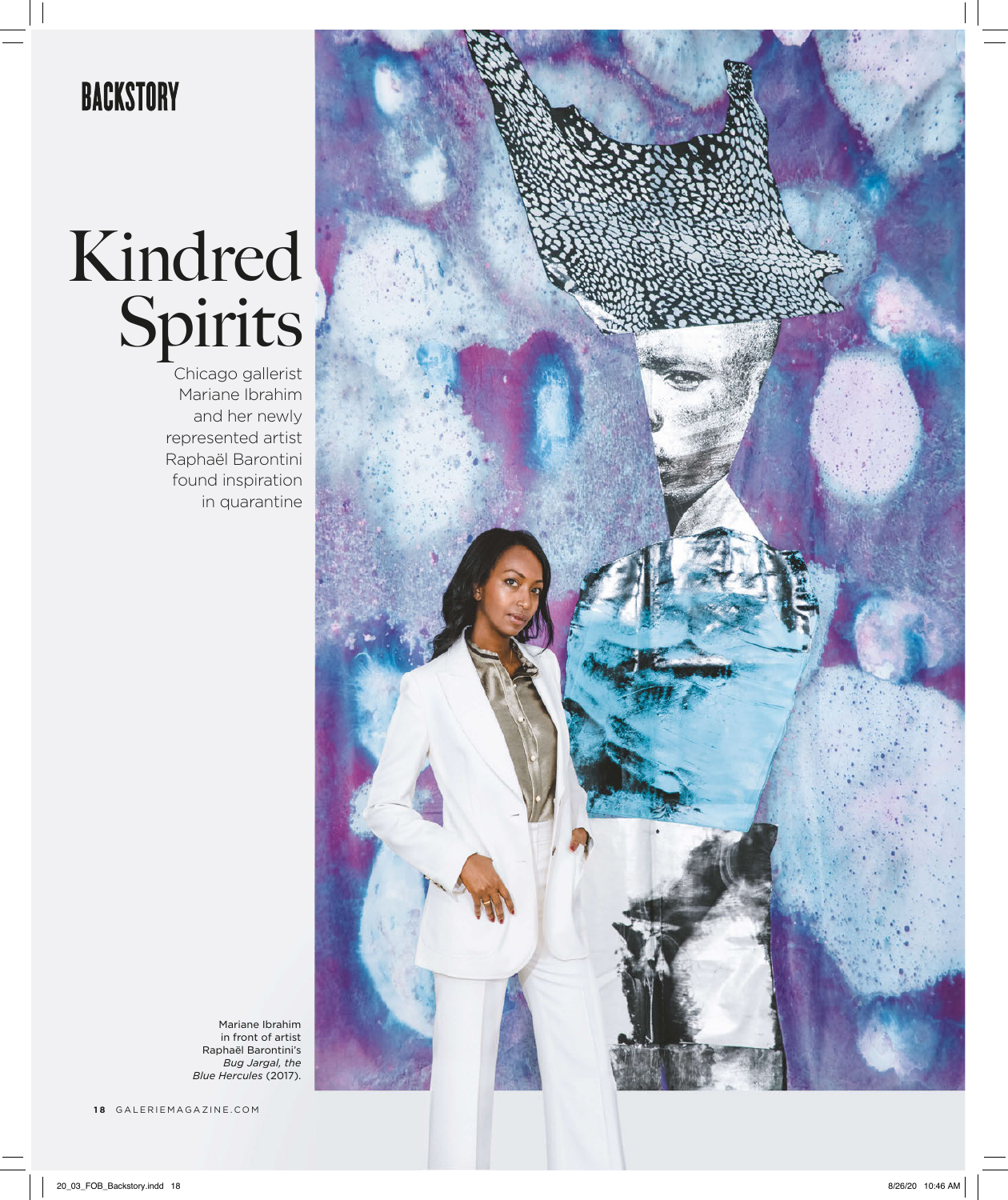BACKSTORY

# Kindred Spirits

Chicago gallerist Mariane Ibrahim and her newly represented artist Raphaël Barontini found inspiration in quarantine

Mariane Ibrahim in front of artist Raphaël Barontini's *Bug Jargal, the Blue Hercules* (2017).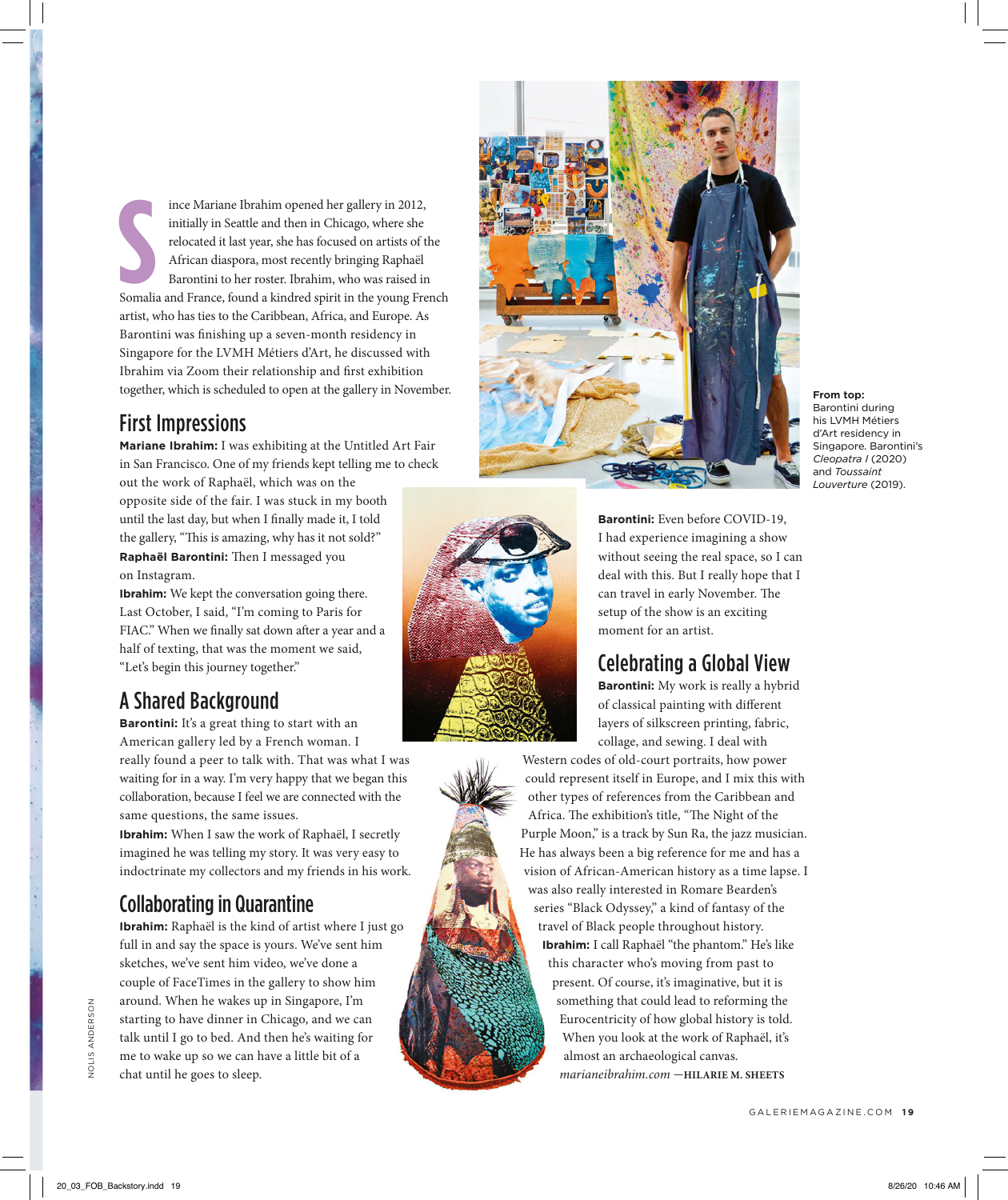Since Mariane Ibrahim opened her gallery in 2012, initially in Seattle and then in Chicago, where she relocated it last year, she has focused on artists of the African diaspora, most recently bringing Raphaël Barontini to her roster. Ibrahim, who was raised in Somalia and France, found a kindred spirit in the young French artist, who has ties to the Caribbean, Africa, and Europe. As Barontini was finishing up a seven-month residency in Singapore for the LVMH Métiers d'Art, he discussed with Ibrahim via Zoom their relationship and first exhibition together, which is scheduled to open at the gallery in November.

## First Impressions

**Mariane Ibrahim:** I was exhibiting at the Untitled Art Fair in San Francisco. One of my friends kept telling me to check out the work of Raphaël, which was on the opposite side of the fair. I was stuck in my booth until the last day, but when I finally made it, I told the gallery, "This is amazing, why has it not sold?"

**Raphaël Barontini:** Then I messaged you on Instagram.

**Ibrahim:** We kept the conversation going there. Last October, I said, "I'm coming to Paris for FIAC." When we finally sat down after a year and a half of texting, that was the moment we said, "Let's begin this journey together."

## A Shared Background

**Barontini:** It's a great thing to start with an American gallery led by a French woman. I really found a peer to talk with. That was what I was waiting for in a way. I'm very happy that we began this collaboration, because I feel we are connected with the same questions, the same issues.

**Ibrahim:** When I saw the work of Raphaël, I secretly imagined he was telling my story. It was very easy to indoctrinate my collectors and my friends in his work.

## Collaborating in Quarantine

**Ibrahim:** Raphaël is the kind of artist where I just go full in and say the space is yours. We've sent him sketches, we've sent him video, we've done a couple of FaceTimes in the gallery to show him around. When he wakes up in Singapore, I'm starting to have dinner in Chicago, and we can talk until I go to bed. And then he's waiting for me to wake up so we can have a little bit of a chat until he goes to sleep.

**Barontini:** Even before COVID-19, I had experience imagining a show without seeing the real space, so I can deal with this. But I really hope that I can travel in early November. The setup of the show is an exciting moment for an artist.

## Celebrating a Global View

**Barontini:** My work is really a hybrid of classical painting with different layers of silkscreen printing, fabric, collage, and sewing. I deal with Western codes of old-court portraits, how power could represent itself in Europe, and I mix this with other types of references from the Caribbean and Africa. The exhibition's title, "The Night of the Purple Moon," is a track by Sun Ra, the jazz musician. He has always been a big reference for me and has a vision of African-American history as a time lapse. I was also really interested in Romare Bearden's series "Black Odyssey," a kind of fantasy of the travel of Black people throughout history.

**Ibrahim:** I call Raphaël "the phantom." He's like this character who's moving from past to present. Of course, it's imaginative, but it is something that could lead to reforming the Eurocentricity of how global history is told. When you look at the work of Raphaël, it's almost an archaeological canvas.

*marianeibrahim.com* —HILARIE M. SHEETS

**From top:** Barontini during his LVMH Métiers d'Art residency in Singapore. Barontini's *Cleopatra I* (2020) and *Toussaint Louverture* (2019).

NOLIS ANDERSON